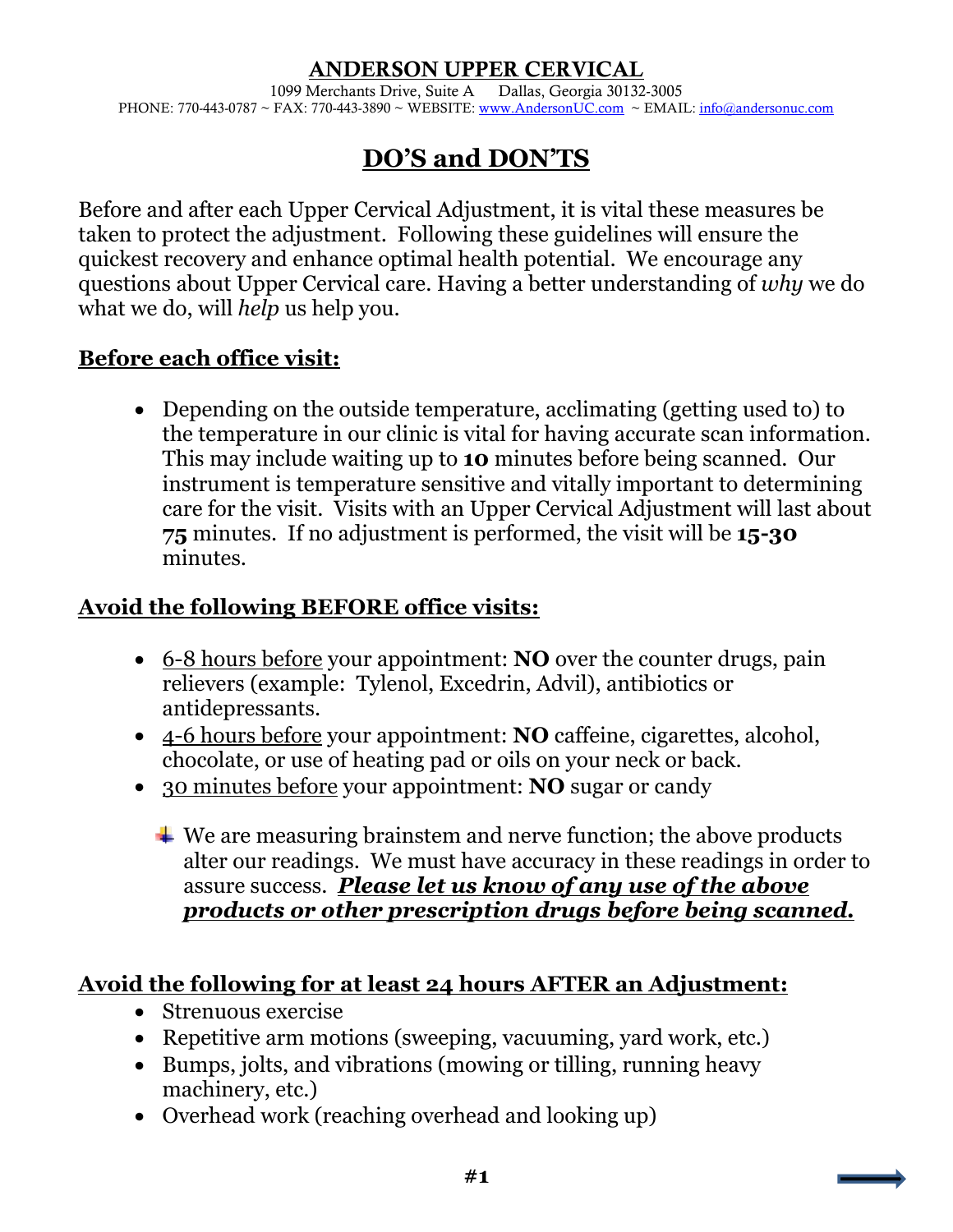# ANDERSON UPPER CERVICAL

1099 Merchants Drive, Suite A Dallas, Georgia 30132-3005
PHONE: 770-443-0787 ~ FAX: 770-443-3890 ~ WEBSITE: www.AndersonUC.com ~ EMAIL: info@andersonuc.com

## DO'S and DON'TS

Before and after each Upper Cervical Adjustment, it is vital these measures be taken to protect the adjustment. Following these guidelines will ensure the quickest recovery and enhance optimal health potential. We encourage any questions about Upper Cervical care. Having a better understanding of *why* we do what we do, will *help* us help you.

### Before each office visit:

- Depending on the outside temperature, acclimating (getting used to) to the temperature in our clinic is vital for having accurate scan information. This may include waiting up to **10** minutes before being scanned. Our instrument is temperature sensitive and vitally important to determining care for the visit. Visits with an Upper Cervical Adjustment will last about **75** minutes. If no adjustment is performed, the visit will be **15-30** minutes.

### Avoid the following BEFORE office visits:

- 6-8 hours before your appointment: **NO** over the counter drugs, pain relievers (example: Tylenol, Excedrin, Advil), antibiotics or antidepressants.
- 4-6 hours before your appointment: **NO** caffeine, cigarettes, alcohol, chocolate, or use of heating pad or oils on your neck or back.
- 30 minutes before your appointment: **NO** sugar or candy

  - We are measuring brainstem and nerve function; the above products alter our readings. We must have accuracy in these readings in order to assure success. ***Please let us know of any use of the above products or other prescription drugs before being scanned.***

### Avoid the following for at least 24 hours AFTER an Adjustment:

- Strenuous exercise
- Repetitive arm motions (sweeping, vacuuming, yard work, etc.)
- Bumps, jolts, and vibrations (mowing or tilling, running heavy machinery, etc.)
- Overhead work (reaching overhead and looking up)

**#1**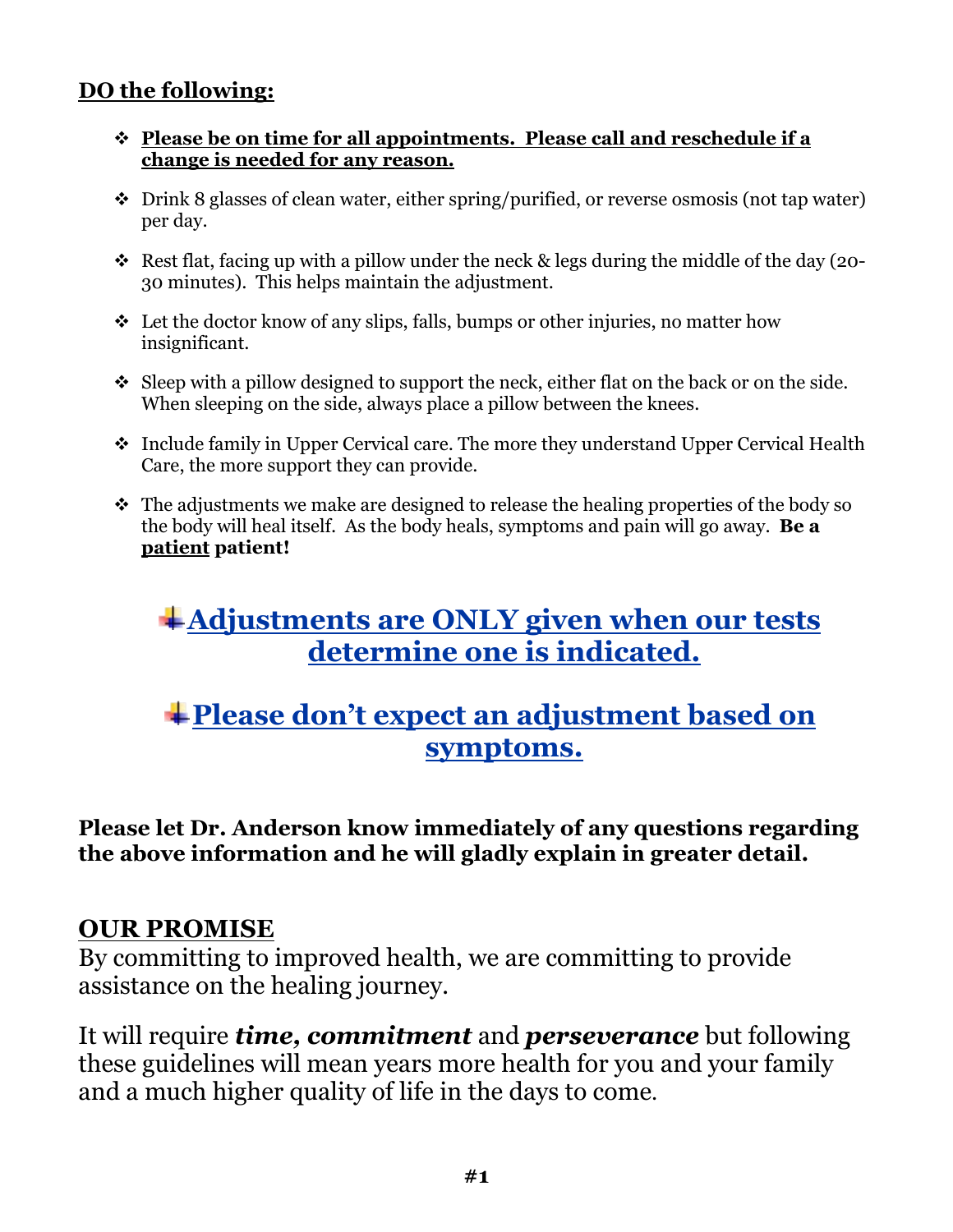## DO the following:

- **Please be on time for all appointments. Please call and reschedule if a change is needed for any reason.**
- Drink 8 glasses of clean water, either spring/purified, or reverse osmosis (not tap water) per day.
- Rest flat, facing up with a pillow under the neck & legs during the middle of the day (20-30 minutes). This helps maintain the adjustment.
- Let the doctor know of any slips, falls, bumps or other injuries, no matter how insignificant.
- Sleep with a pillow designed to support the neck, either flat on the back or on the side. When sleeping on the side, always place a pillow between the knees.
- Include family in Upper Cervical care. The more they understand Upper Cervical Health Care, the more support they can provide.
- The adjustments we make are designed to release the healing properties of the body so the body will heal itself. As the body heals, symptoms and pain will go away. **Be a patient patient!**

### Adjustments are ONLY given when our tests determine one is indicated.

### Please don't expect an adjustment based on symptoms.

**Please let Dr. Anderson know immediately of any questions regarding the above information and he will gladly explain in greater detail.**

## OUR PROMISE

By committing to improved health, we are committing to provide assistance on the healing journey.

It will require ***time, commitment*** and ***perseverance*** but following these guidelines will mean years more health for you and your family and a much higher quality of life in the days to come.

**#1**